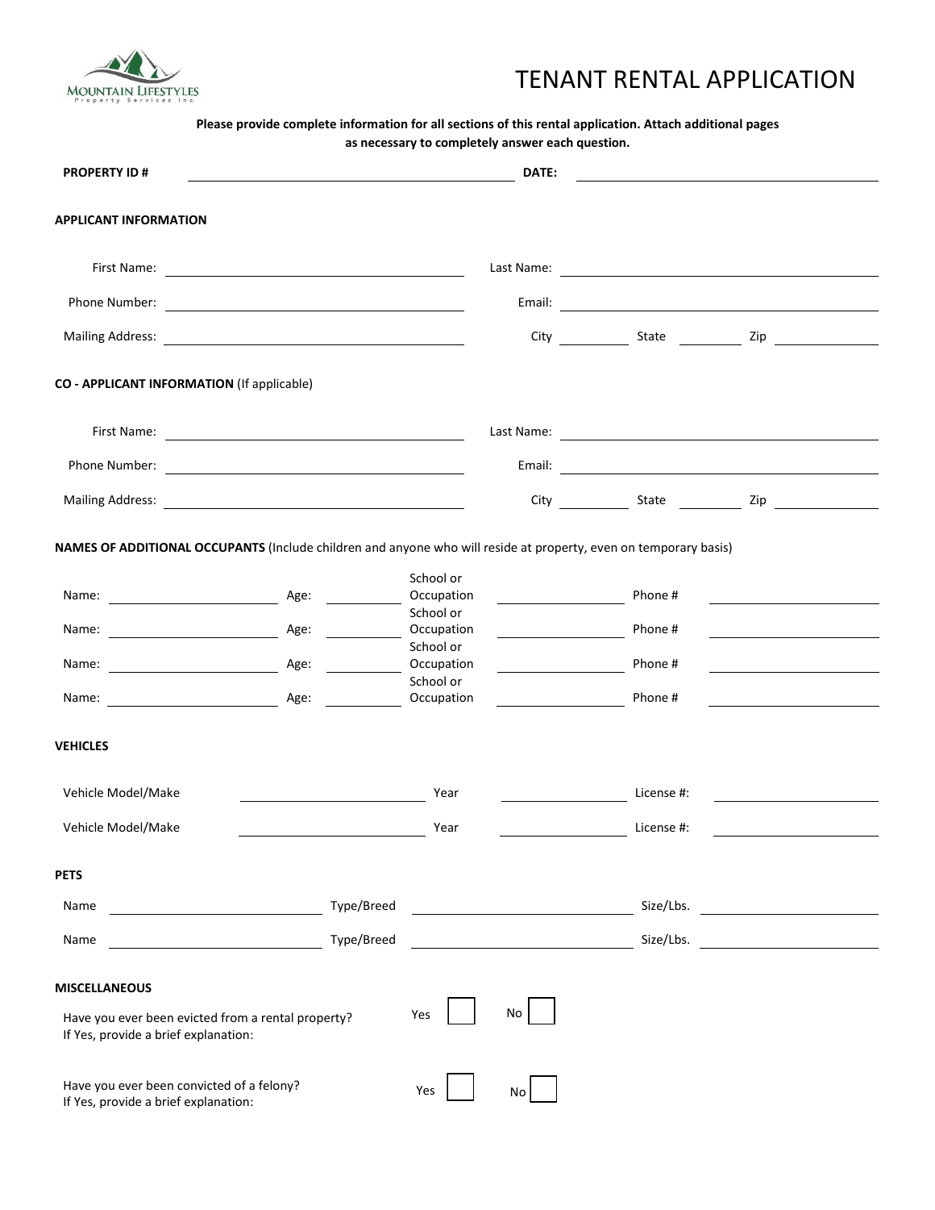MOUNTAIN LIFESTYLES
Property Services Inc.

# TENANT RENTAL APPLICATION

**Please provide complete information for all sections of this rental application. Attach additional pages as necessary to completely answer each question.**

**PROPERTY ID #** ______________________ **DATE:** ______________________

## APPLICANT INFORMATION

First Name: ______________________ Last Name: ______________________

Phone Number: ______________________ Email: ______________________

Mailing Address: ______________________ City __________ State __________ Zip __________

## CO - APPLICANT INFORMATION (If applicable)

First Name: ______________________ Last Name: ______________________

Phone Number: ______________________ Email: ______________________

Mailing Address: ______________________ City __________ State __________ Zip __________

## NAMES OF ADDITIONAL OCCUPANTS (Include children and anyone who will reside at property, even on temporary basis)

| Name: | Age: | School or Occupation | Phone # |
|---|---|---|---|
| | | | |
| | | | |
| | | | |
| | | | |

## VEHICLES

| Vehicle Model/Make | Year | License #: |
|---|---|---|
| | | |
| | | |

## PETS

| Name | Type/Breed | Size/Lbs. |
|---|---|---|
| | | |
| | | |

## MISCELLANEOUS

Have you ever been evicted from a rental property? Yes ☐ No ☐
If Yes, provide a brief explanation:

Have you ever been convicted of a felony? Yes ☐ No ☐
If Yes, provide a brief explanation: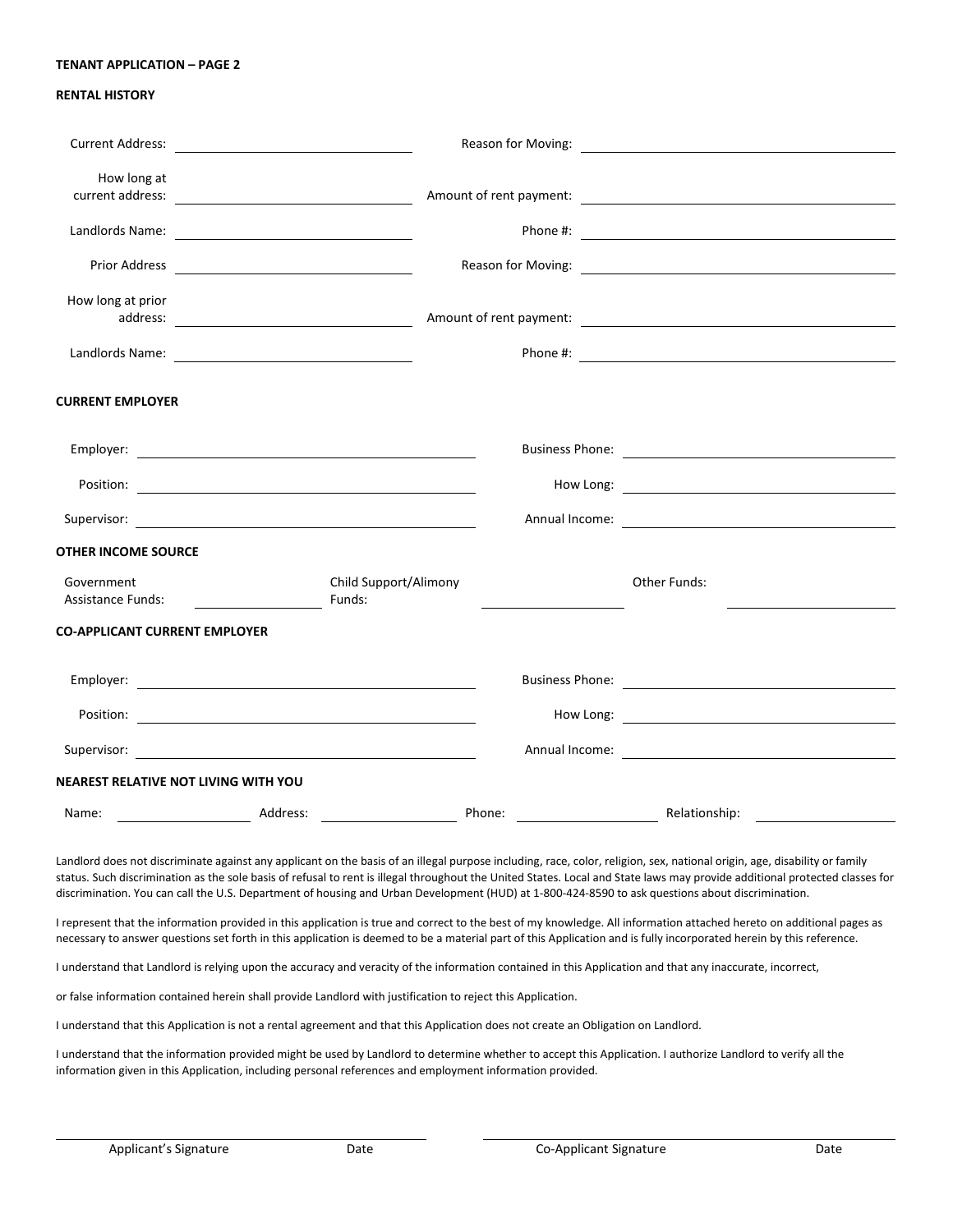**TENANT APPLICATION – PAGE 2**

**RENTAL HISTORY**

| | | | |
|---|---|---|---|
| Current Address: | | Reason for Moving: | |
| How long at current address: | | Amount of rent payment: | |
| Landlords Name: | | Phone #: | |
| Prior Address | | Reason for Moving: | |
| How long at prior address: | | Amount of rent payment: | |
| Landlords Name: | | Phone #: | |

**CURRENT EMPLOYER**

| | | | |
|---|---|---|---|
| Employer: | | Business Phone: | |
| Position: | | How Long: | |
| Supervisor: | | Annual Income: | |

**OTHER INCOME SOURCE**

| | | | | | |
|---|---|---|---|---|---|
| Government Assistance Funds: | | Child Support/Alimony Funds: | | Other Funds: | |

**CO-APPLICANT CURRENT EMPLOYER**

| | | | |
|---|---|---|---|
| Employer: | | Business Phone: | |
| Position: | | How Long: | |
| Supervisor: | | Annual Income: | |

**NEAREST RELATIVE NOT LIVING WITH YOU**

| | | | | | | | |
|---|---|---|---|---|---|---|---|
| Name: | | Address: | | Phone: | | Relationship: | |

Landlord does not discriminate against any applicant on the basis of an illegal purpose including, race, color, religion, sex, national origin, age, disability or family status. Such discrimination as the sole basis of refusal to rent is illegal throughout the United States. Local and State laws may provide additional protected classes for discrimination. You can call the U.S. Department of housing and Urban Development (HUD) at 1-800-424-8590 to ask questions about discrimination.

I represent that the information provided in this application is true and correct to the best of my knowledge. All information attached hereto on additional pages as necessary to answer questions set forth in this application is deemed to be a material part of this Application and is fully incorporated herein by this reference.

I understand that Landlord is relying upon the accuracy and veracity of the information contained in this Application and that any inaccurate, incorrect,

or false information contained herein shall provide Landlord with justification to reject this Application.

I understand that this Application is not a rental agreement and that this Application does not create an Obligation on Landlord.

I understand that the information provided might be used by Landlord to determine whether to accept this Application. I authorize Landlord to verify all the information given in this Application, including personal references and employment information provided.

| | | | |
|---|---|---|---|
| Applicant's Signature | Date | Co-Applicant Signature | Date |